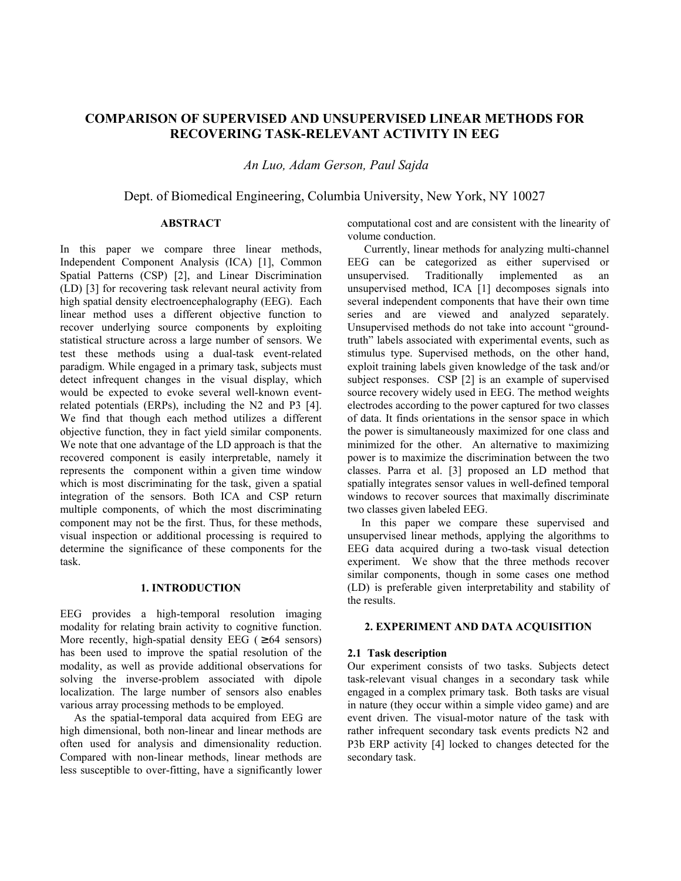# COMPARISON OF SUPERVISED AND UNSUPERVISED LINEAR METHODS FOR RECOVERING TASK-RELEVANT ACTIVITY IN EEG

*An Luo, Adam Gerson, Paul Sajda*

Dept. of Biomedical Engineering, Columbia University, New York, NY 10027

## ABSTRACT

In this paper we compare three linear methods, Independent Component Analysis (ICA) [1], Common Spatial Patterns (CSP) [2], and Linear Discrimination (LD) [3] for recovering task relevant neural activity from high spatial density electroencephalography (EEG). Each linear method uses a different objective function to recover underlying source components by exploiting statistical structure across a large number of sensors. We test these methods using a dual-task event-related paradigm. While engaged in a primary task, subjects must detect infrequent changes in the visual display, which would be expected to evoke several well-known event-related potentials (ERPs), including the N2 and P3 [4]. We find that though each method utilizes a different objective function, they in fact yield similar components. We note that one advantage of the LD approach is that the recovered component is easily interpretable, namely it represents the component within a given time window which is most discriminating for the task, given a spatial integration of the sensors. Both ICA and CSP return multiple components, of which the most discriminating component may not be the first. Thus, for these methods, visual inspection or additional processing is required to determine the significance of these components for the task.

## 1. INTRODUCTION

EEG provides a high-temporal resolution imaging modality for relating brain activity to cognitive function. More recently, high-spatial density EEG ( $\geq$64 sensors) has been used to improve the spatial resolution of the modality, as well as provide additional observations for solving the inverse-problem associated with dipole localization. The large number of sensors also enables various array processing methods to be employed.

As the spatial-temporal data acquired from EEG are high dimensional, both non-linear and linear methods are often used for analysis and dimensionality reduction. Compared with non-linear methods, linear methods are less susceptible to over-fitting, have a significantly lower computational cost and are consistent with the linearity of volume conduction.

Currently, linear methods for analyzing multi-channel EEG can be categorized as either supervised or unsupervised. Traditionally implemented as an unsupervised method, ICA [1] decomposes signals into several independent components that have their own time series and are viewed and analyzed separately. Unsupervised methods do not take into account "ground-truth" labels associated with experimental events, such as stimulus type. Supervised methods, on the other hand, exploit training labels given knowledge of the task and/or subject responses. CSP [2] is an example of supervised source recovery widely used in EEG. The method weights electrodes according to the power captured for two classes of data. It finds orientations in the sensor space in which the power is simultaneously maximized for one class and minimized for the other. An alternative to maximizing power is to maximize the discrimination between the two classes. Parra et al. [3] proposed an LD method that spatially integrates sensor values in well-defined temporal windows to recover sources that maximally discriminate two classes given labeled EEG.

In this paper we compare these supervised and unsupervised linear methods, applying the algorithms to EEG data acquired during a two-task visual detection experiment. We show that the three methods recover similar components, though in some cases one method (LD) is preferable given interpretability and stability of the results.

## 2. EXPERIMENT AND DATA ACQUISITION

### 2.1 Task description

Our experiment consists of two tasks. Subjects detect task-relevant visual changes in a secondary task while engaged in a complex primary task. Both tasks are visual in nature (they occur within a simple video game) and are event driven. The visual-motor nature of the task with rather infrequent secondary task events predicts N2 and P3b ERP activity [4] locked to changes detected for the secondary task.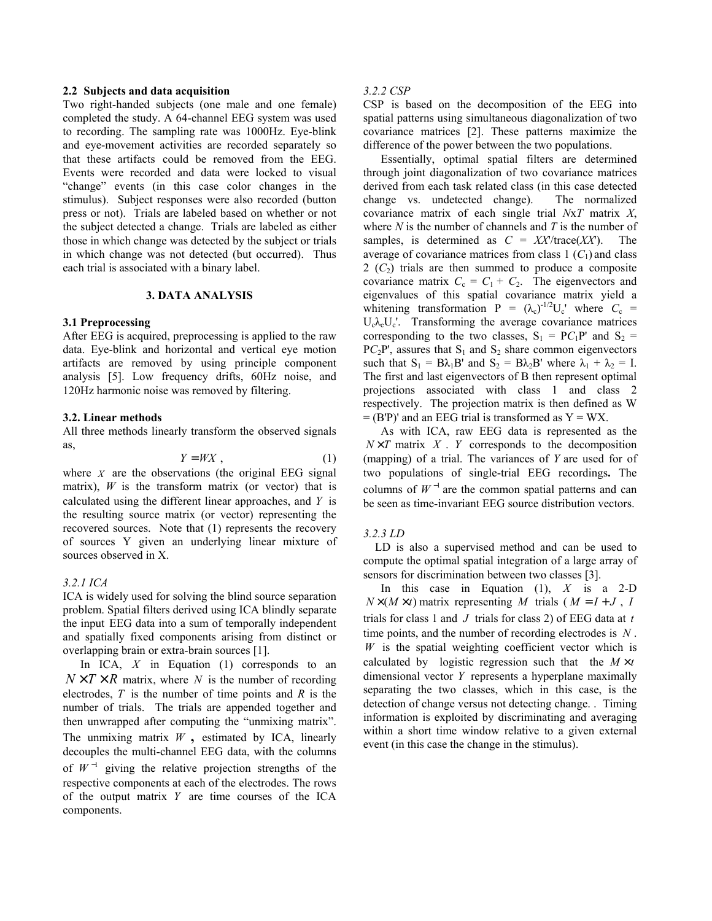## 2.2 Subjects and data acquisition

Two right-handed subjects (one male and one female) completed the study. A 64-channel EEG system was used to recording. The sampling rate was 1000Hz. Eye-blink and eye-movement activities are recorded separately so that these artifacts could be removed from the EEG. Events were recorded and data were locked to visual "change" events (in this case color changes in the stimulus). Subject responses were also recorded (button press or not). Trials are labeled based on whether or not the subject detected a change. Trials are labeled as either those in which change was detected by the subject or trials in which change was not detected (but occurred). Thus each trial is associated with a binary label.

# 3. DATA ANALYSIS

## 3.1 Preprocessing

After EEG is acquired, preprocessing is applied to the raw data. Eye-blink and horizontal and vertical eye motion artifacts are removed by using principle component analysis [5]. Low frequency drifts, 60Hz noise, and 120Hz harmonic noise was removed by filtering.

## 3.2. Linear methods

All three methods linearly transform the observed signals as,

$$Y = WX , \tag{1}$$

where $X$ are the observations (the original EEG signal matrix), $W$ is the transform matrix (or vector) that is calculated using the different linear approaches, and $Y$ is the resulting source matrix (or vector) representing the recovered sources. Note that (1) represents the recovery of sources Y given an underlying linear mixture of sources observed in X.

### *3.2.1 ICA*

ICA is widely used for solving the blind source separation problem. Spatial filters derived using ICA blindly separate the input EEG data into a sum of temporally independent and spatially fixed components arising from distinct or overlapping brain or extra-brain sources [1].

In ICA, $X$ in Equation (1) corresponds to an $N \times T \times R$ matrix, where $N$ is the number of recording electrodes, $T$ is the number of time points and $R$ is the number of trials. The trials are appended together and then unwrapped after computing the "unmixing matrix". The unmixing matrix $W$ **,** estimated by ICA, linearly decouples the multi-channel EEG data, with the columns of $W^{-1}$ giving the relative projection strengths of the respective components at each of the electrodes. The rows of the output matrix $Y$ are time courses of the ICA components.

### *3.2.2 CSP*

CSP is based on the decomposition of the EEG into spatial patterns using simultaneous diagonalization of two covariance matrices [2]. These patterns maximize the difference of the power between the two populations.

Essentially, optimal spatial filters are determined through joint diagonalization of two covariance matrices derived from each task related class (in this case detected change vs. undetected change). The normalized covariance matrix of each single trial $N$x$T$ matrix $X$, where $N$ is the number of channels and $T$ is the number of samples, is determined as $C = XX'/\text{trace}(XX')$. The average of covariance matrices from class 1 ($C_1$) and class 2 ($C_2$) trials are then summed to produce a composite covariance matrix $C_c = C_1 + C_2$. The eigenvectors and eigenvalues of this spatial covariance matrix yield a whitening transformation $P = (\lambda_c)^{-1/2}U_c'$ where $C_c = U_c\lambda_cU_c'$. Transforming the average covariance matrices corresponding to the two classes, $S_1 = PC_1P'$ and $S_2 = PC_2P'$, assures that $S_1$ and $S_2$ share common eigenvectors such that $S_1 = B\lambda_1B'$ and $S_2 = B\lambda_2B'$ where $\lambda_1 + \lambda_2 = I$. The first and last eigenvectors of B then represent optimal projections associated with class 1 and class 2 respectively. The projection matrix is then defined as $W = (B'P)'$ and an EEG trial is transformed as $Y = WX$.

As with ICA, raw EEG data is represented as the $N \times T$ matrix $X$. $Y$ corresponds to the decomposition (mapping) of a trial. The variances of $Y$ are used for of two populations of single-trial EEG recordings**.** The columns of $W^{-1}$ are the common spatial patterns and can be seen as time-invariant EEG source distribution vectors.

### *3.2.3 LD*

LD is also a supervised method and can be used to compute the optimal spatial integration of a large array of sensors for discrimination between two classes [3].

In this case in Equation (1), $X$ is a 2-D $N \times (M \times t)$ matrix representing $M$ trials ($M = I + J$, $I$ trials for class 1 and $J$ trials for class 2) of EEG data at $t$ time points, and the number of recording electrodes is $N$. $W$ is the spatial weighting coefficient vector which is calculated by logistic regression such that the $M \times t$ dimensional vector $Y$ represents a hyperplane maximally separating the two classes, which in this case, is the detection of change versus not detecting change. . Timing information is exploited by discriminating and averaging within a short time window relative to a given external event (in this case the change in the stimulus).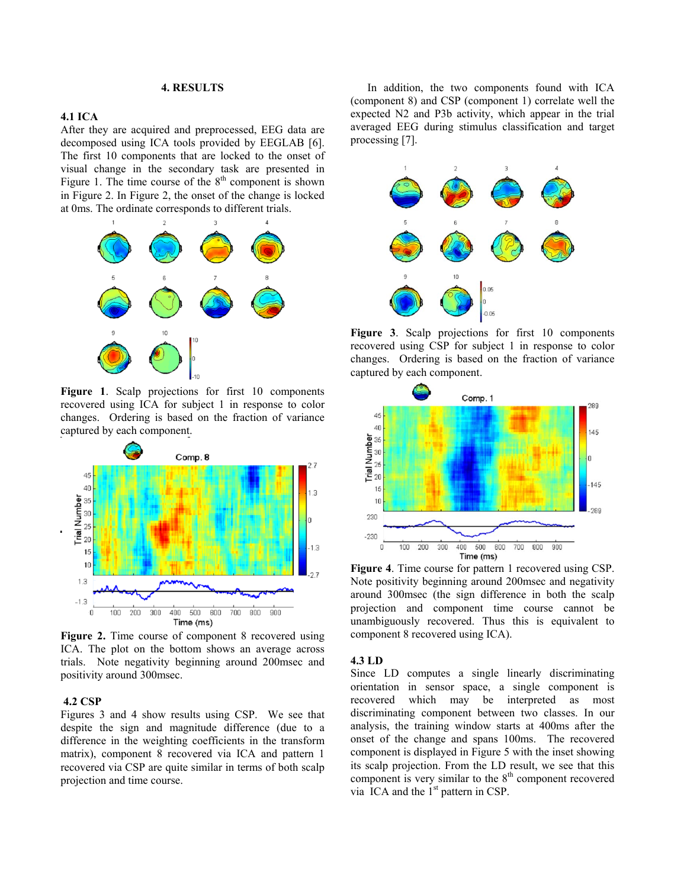## 4. RESULTS

### 4.1 ICA

After they are acquired and preprocessed, EEG data are decomposed using ICA tools provided by EEGLAB [6]. The first 10 components that are locked to the onset of visual change in the secondary task are presented in Figure 1. The time course of the 8th component is shown in Figure 2. In Figure 2, the onset of the change is locked at 0ms. The ordinate corresponds to different trials.

**Figure 1**. Scalp projections for first 10 components recovered using ICA for subject 1 in response to color changes. Ordering is based on the fraction of variance captured by each component.

**Figure 2.** Time course of component 8 recovered using ICA. The plot on the bottom shows an average across trials. Note negativity beginning around 200msec and positivity around 300msec.

### 4.2 CSP

Figures 3 and 4 show results using CSP. We see that despite the sign and magnitude difference (due to a difference in the weighting coefficients in the transform matrix), component 8 recovered via ICA and pattern 1 recovered via CSP are quite similar in terms of both scalp projection and time course.

In addition, the two components found with ICA (component 8) and CSP (component 1) correlate well the expected N2 and P3b activity, which appear in the trial averaged EEG during stimulus classification and target processing [7].

**Figure 3**. Scalp projections for first 10 components recovered using CSP for subject 1 in response to color changes. Ordering is based on the fraction of variance captured by each component.

**Figure 4**. Time course for pattern 1 recovered using CSP. Note positivity beginning around 200msec and negativity around 300msec (the sign difference in both the scalp projection and component time course cannot be unambiguously recovered. Thus this is equivalent to component 8 recovered using ICA).

### 4.3 LD

Since LD computes a single linearly discriminating orientation in sensor space, a single component is recovered which may be interpreted as most discriminating component between two classes. In our analysis, the training window starts at 400ms after the onset of the change and spans 100ms. The recovered component is displayed in Figure 5 with the inset showing its scalp projection. From the LD result, we see that this component is very similar to the 8th component recovered via ICA and the 1st pattern in CSP.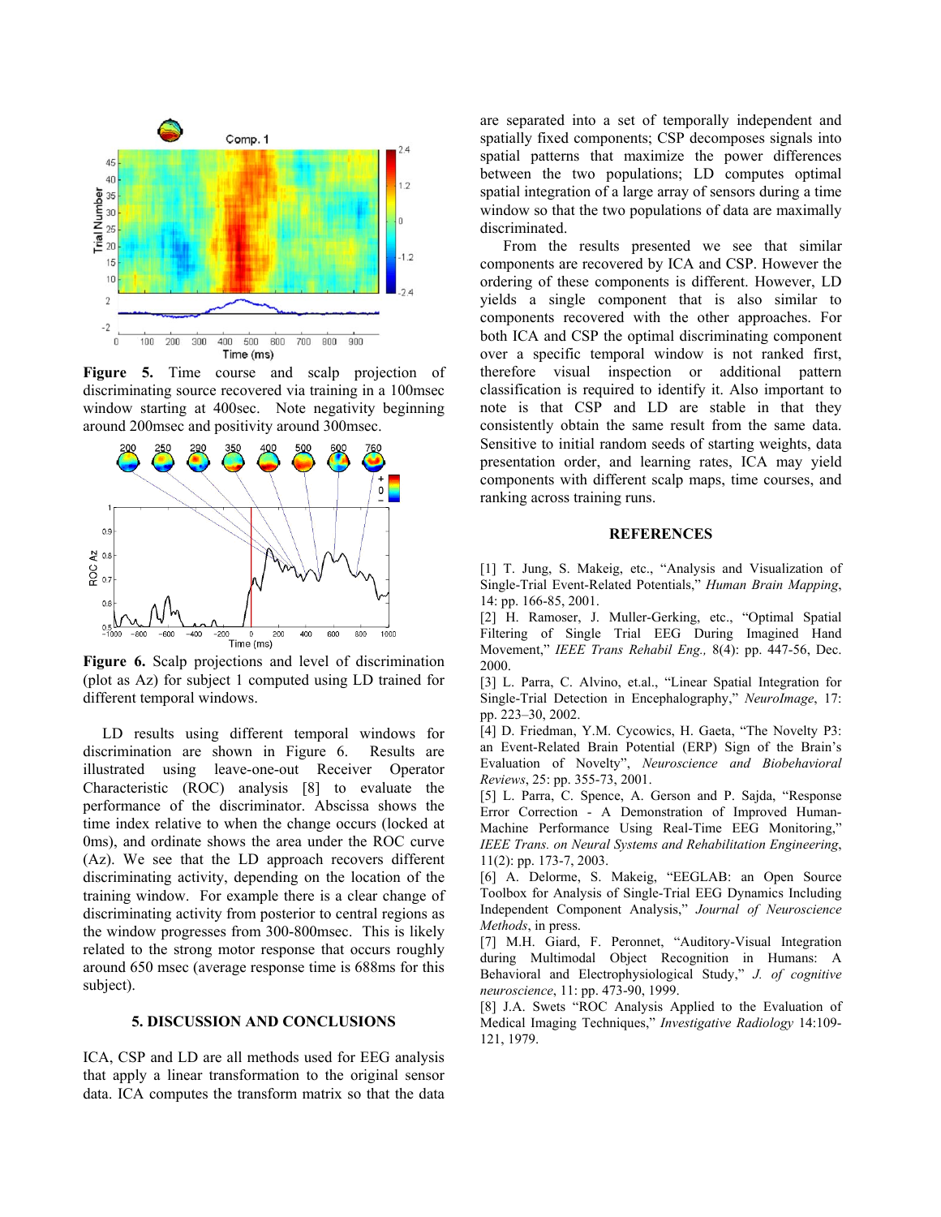Comp. 1

Trial Number

45
40
35
30
25
20
15
10

2.4
1.2
0
-1.2
-2.4

2
-2

0 100 200 300 400 500 600 700 800 900

Time (ms)

**Figure 5.** Time course and scalp projection of discriminating source recovered via training in a 100msec window starting at 400sec. Note negativity beginning around 200msec and positivity around 300msec.

200 250 290 350 400 500 600 760

+
0
−

ROC Az

1
0.9
0.8
0.7
0.6
0.5

−1000 −800 −600 −400 −200 0 200 400 600 800 1000

Time (ms)

**Figure 6.** Scalp projections and level of discrimination (plot as Az) for subject 1 computed using LD trained for different temporal windows.

LD results using different temporal windows for discrimination are shown in Figure 6. Results are illustrated using leave-one-out Receiver Operator Characteristic (ROC) analysis [8] to evaluate the performance of the discriminator. Abscissa shows the time index relative to when the change occurs (locked at 0ms), and ordinate shows the area under the ROC curve (Az). We see that the LD approach recovers different discriminating activity, depending on the location of the training window. For example there is a clear change of discriminating activity from posterior to central regions as the window progresses from 300-800msec. This is likely related to the strong motor response that occurs roughly around 650 msec (average response time is 688ms for this subject).

## 5. DISCUSSION AND CONCLUSIONS

ICA, CSP and LD are all methods used for EEG analysis that apply a linear transformation to the original sensor data. ICA computes the transform matrix so that the data are separated into a set of temporally independent and spatially fixed components; CSP decomposes signals into spatial patterns that maximize the power differences between the two populations; LD computes optimal spatial integration of a large array of sensors during a time window so that the two populations of data are maximally discriminated.

From the results presented we see that similar components are recovered by ICA and CSP. However the ordering of these components is different. However, LD yields a single component that is also similar to components recovered with the other approaches. For both ICA and CSP the optimal discriminating component over a specific temporal window is not ranked first, therefore visual inspection or additional pattern classification is required to identify it. Also important to note is that CSP and LD are stable in that they consistently obtain the same result from the same data. Sensitive to initial random seeds of starting weights, data presentation order, and learning rates, ICA may yield components with different scalp maps, time courses, and ranking across training runs.

## REFERENCES

[1] T. Jung, S. Makeig, etc., "Analysis and Visualization of Single-Trial Event-Related Potentials," *Human Brain Mapping*, 14: pp. 166-85, 2001.

[2] H. Ramoser, J. Muller-Gerking, etc., "Optimal Spatial Filtering of Single Trial EEG During Imagined Hand Movement," *IEEE Trans Rehabil Eng.,* 8(4): pp. 447-56, Dec. 2000.

[3] L. Parra, C. Alvino, et.al., "Linear Spatial Integration for Single-Trial Detection in Encephalography," *NeuroImage*, 17: pp. 223–30, 2002.

[4] D. Friedman, Y.M. Cycowics, H. Gaeta, "The Novelty P3: an Event-Related Brain Potential (ERP) Sign of the Brain's Evaluation of Novelty", *Neuroscience and Biobehavioral Reviews*, 25: pp. 355-73, 2001.

[5] L. Parra, C. Spence, A. Gerson and P. Sajda, "Response Error Correction - A Demonstration of Improved Human-Machine Performance Using Real-Time EEG Monitoring," *IEEE Trans. on Neural Systems and Rehabilitation Engineering*, 11(2): pp. 173-7, 2003.

[6] A. Delorme, S. Makeig, "EEGLAB: an Open Source Toolbox for Analysis of Single-Trial EEG Dynamics Including Independent Component Analysis," *Journal of Neuroscience Methods*, in press.

[7] M.H. Giard, F. Peronnet, "Auditory-Visual Integration during Multimodal Object Recognition in Humans: A Behavioral and Electrophysiological Study," *J. of cognitive neuroscience*, 11: pp. 473-90, 1999.

[8] J.A. Swets "ROC Analysis Applied to the Evaluation of Medical Imaging Techniques," *Investigative Radiology* 14:109-121, 1979.